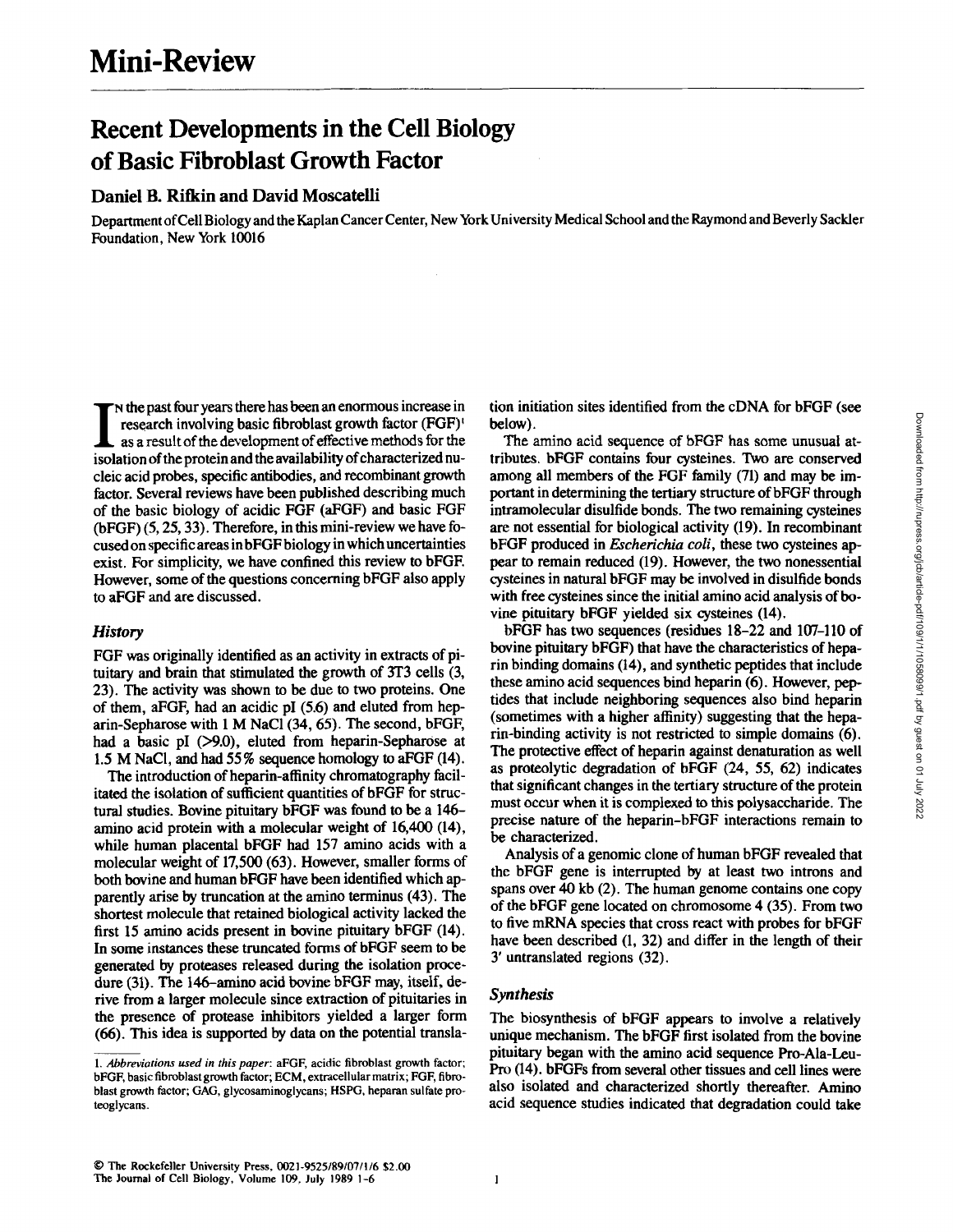# Mini-Review

## Recent Developments in the Cell Biology of Basic Fibroblast Growth Factor

**Daniel B. Rifkin and David Moscatelli**

Department of Cell Biology and the Kaplan Cancer Center, New York University Medical School and the Raymond and Beverly Sackler Foundation, New York 10016

In the past four years there has been an enormous increase in research involving basic fibroblast growth factor (FGF)[1] as a result of the development of effective methods for the isolation of the protein and the availability of characterized nucleic acid probes, specific antibodies, and recombinant growth factor. Several reviews have been published describing much of the basic biology of acidic FGF (aFGF) and basic FGF (bFGF) (5, 25, 33). Therefore, in this mini-review we have focused on specific areas in bFGF biology in which uncertainties exist. For simplicity, we have confined this review to bFGF. However, some of the questions concerning bFGF also apply to aFGF and are discussed.

### *History*

FGF was originally identified as an activity in extracts of pituitary and brain that stimulated the growth of 3T3 cells (3, 23). The activity was shown to be due to two proteins. One of them, aFGF, had an acidic pI (5.6) and eluted from heparin-Sepharose with 1 M NaCl (34, 65). The second, bFGF, had a basic pI (>9.0), eluted from heparin-Sepharose at 1.5 M NaCl, and had 55% sequence homology to aFGF (14).

The introduction of heparin-affinity chromatography facilitated the isolation of sufficient quantities of bFGF for structural studies. Bovine pituitary bFGF was found to be a 146-amino acid protein with a molecular weight of 16,400 (14), while human placental bFGF had 157 amino acids with a molecular weight of 17,500 (63). However, smaller forms of both bovine and human bFGF have been identified which apparently arise by truncation at the amino terminus (43). The shortest molecule that retained biological activity lacked the first 15 amino acids present in bovine pituitary bFGF (14). In some instances these truncated forms of bFGF seem to be generated by proteases released during the isolation procedure (31). The 146-amino acid bovine bFGF may, itself, derive from a larger molecule since extraction of pituitaries in the presence of protease inhibitors yielded a larger form (66). This idea is supported by data on the potential translation initiation sites identified from the cDNA for bFGF (see below).

The amino acid sequence of bFGF has some unusual attributes. bFGF contains four cysteines. Two are conserved among all members of the FGF family (71) and may be important in determining the tertiary structure of bFGF through intramolecular disulfide bonds. The two remaining cysteines are not essential for biological activity (19). In recombinant bFGF produced in *Escherichia coli*, these two cysteines appear to remain reduced (19). However, the two nonessential cysteines in natural bFGF may be involved in disulfide bonds with free cysteines since the initial amino acid analysis of bovine pituitary bFGF yielded six cysteines (14).

bFGF has two sequences (residues 18–22 and 107–110 of bovine pituitary bFGF) that have the characteristics of heparin binding domains (14), and synthetic peptides that include these amino acid sequences bind heparin (6). However, peptides that include neighboring sequences also bind heparin (sometimes with a higher affinity) suggesting that the heparin-binding activity is not restricted to simple domains (6). The protective effect of heparin against denaturation as well as proteolytic degradation of bFGF (24, 55, 62) indicates that significant changes in the tertiary structure of the protein must occur when it is complexed to this polysaccharide. The precise nature of the heparin–bFGF interactions remain to be characterized.

Analysis of a genomic clone of human bFGF revealed that the bFGF gene is interrupted by at least two introns and spans over 40 kb (2). The human genome contains one copy of the bFGF gene located on chromosome 4 (35). From two to five mRNA species that cross react with probes for bFGF have been described (1, 32) and differ in the length of their 3′ untranslated regions (32).

### *Synthesis*

The biosynthesis of bFGF appears to involve a relatively unique mechanism. The bFGF first isolated from the bovine pituitary began with the amino acid sequence Pro-Ala-Leu-Pro (14). bFGFs from several other tissues and cell lines were also isolated and characterized shortly thereafter. Amino acid sequence studies indicated that degradation could take

---

1. *Abbreviations used in this paper*: aFGF, acidic fibroblast growth factor; bFGF, basic fibroblast growth factor; ECM, extracellular matrix; FGF, fibroblast growth factor; GAG, glycosaminoglycans; HSPG, heparan sulfate proteoglycans.

© The Rockefeller University Press, 0021-9525/89/07/1/6 $2.00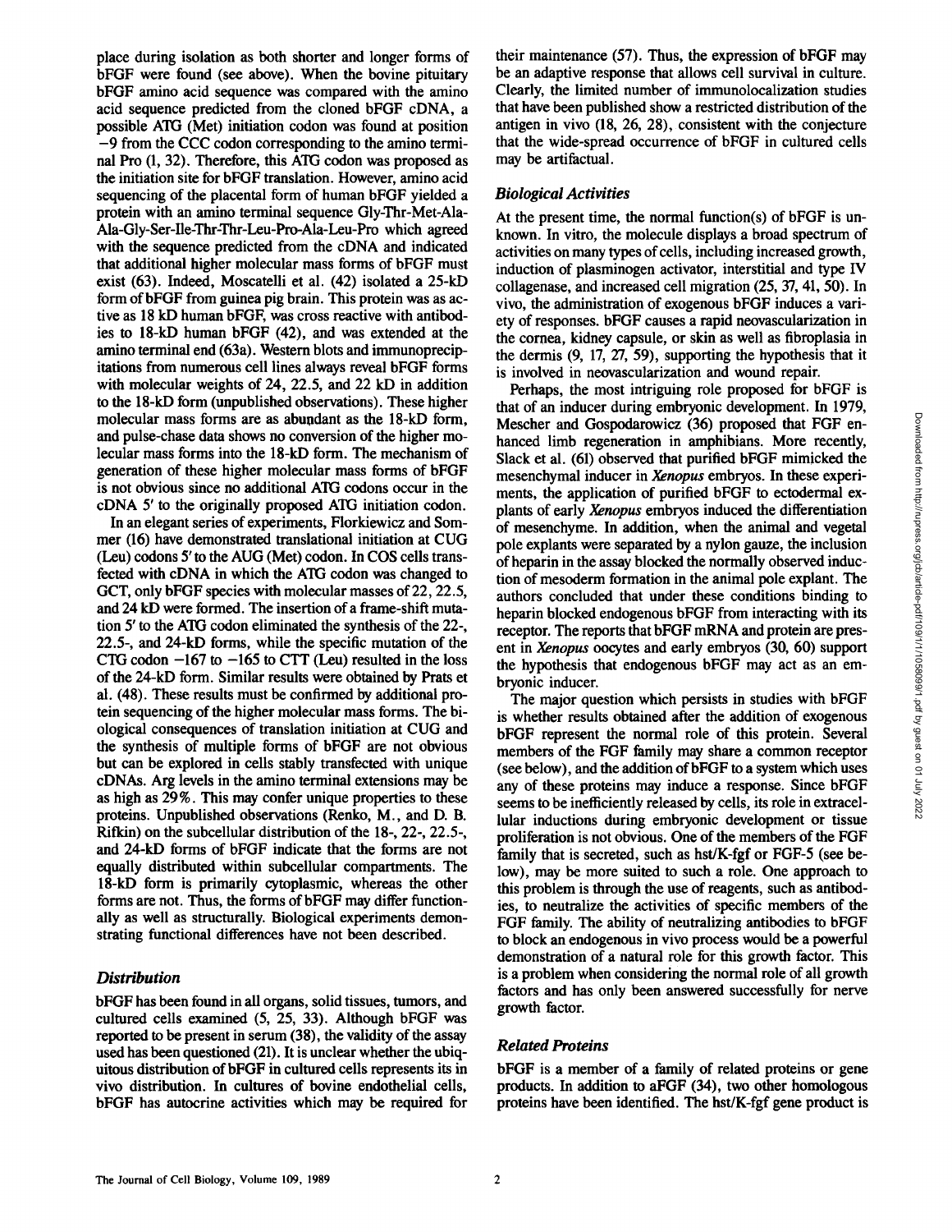place during isolation as both shorter and longer forms of bFGF were found (see above). When the bovine pituitary bFGF amino acid sequence was compared with the amino acid sequence predicted from the cloned bFGF cDNA, a possible ATG (Met) initiation codon was found at position −9 from the CCC codon corresponding to the amino terminal Pro (1, 32). Therefore, this ATG codon was proposed as the initiation site for bFGF translation. However, amino acid sequencing of the placental form of human bFGF yielded a protein with an amino terminal sequence Gly-Thr-Met-Ala-Ala-Gly-Ser-Ile-Thr-Thr-Leu-Pro-Ala-Leu-Pro which agreed with the sequence predicted from the cDNA and indicated that additional higher molecular mass forms of bFGF must exist (63). Indeed, Moscatelli et al. (42) isolated a 25-kD form of bFGF from guinea pig brain. This protein was as active as 18 kD human bFGF, was cross reactive with antibodies to 18-kD human bFGF (42), and was extended at the amino terminal end (63a). Western blots and immunoprecipitations from numerous cell lines always reveal bFGF forms with molecular weights of 24, 22.5, and 22 kD in addition to the 18-kD form (unpublished observations). These higher molecular mass forms are as abundant as the 18-kD form, and pulse-chase data shows no conversion of the higher molecular mass forms into the 18-kD form. The mechanism of generation of these higher molecular mass forms of bFGF is not obvious since no additional ATG codons occur in the cDNA 5′ to the originally proposed ATG initiation codon.

In an elegant series of experiments, Florkiewicz and Sommer (16) have demonstrated translational initiation at CUG (Leu) codons 5′ to the AUG (Met) codon. In COS cells transfected with cDNA in which the ATG codon was changed to GCT, only bFGF species with molecular masses of 22, 22.5, and 24 kD were formed. The insertion of a frame-shift mutation 5′ to the ATG codon eliminated the synthesis of the 22-, 22.5-, and 24-kD forms, while the specific mutation of the CTG codon −167 to −165 to CTT (Leu) resulted in the loss of the 24-kD form. Similar results were obtained by Prats et al. (48). These results must be confirmed by additional protein sequencing of the higher molecular mass forms. The biological consequences of translation initiation at CUG and the synthesis of multiple forms of bFGF are not obvious but can be explored in cells stably transfected with unique cDNAs. Arg levels in the amino terminal extensions may be as high as 29%. This may confer unique properties to these proteins. Unpublished observations (Renko, M., and D. B. Rifkin) on the subcellular distribution of the 18-, 22-, 22.5-, and 24-kD forms of bFGF indicate that the forms are not equally distributed within subcellular compartments. The 18-kD form is primarily cytoplasmic, whereas the other forms are not. Thus, the forms of bFGF may differ functionally as well as structurally. Biological experiments demonstrating functional differences have not been described.

### *Distribution*

bFGF has been found in all organs, solid tissues, tumors, and cultured cells examined (5, 25, 33). Although bFGF was reported to be present in serum (38), the validity of the assay used has been questioned (21). It is unclear whether the ubiquitous distribution of bFGF in cultured cells represents its in vivo distribution. In cultures of bovine endothelial cells, bFGF has autocrine activities which may be required for their maintenance (57). Thus, the expression of bFGF may be an adaptive response that allows cell survival in culture. Clearly, the limited number of immunolocalization studies that have been published show a restricted distribution of the antigen in vivo (18, 26, 28), consistent with the conjecture that the wide-spread occurrence of bFGF in cultured cells may be artifactual.

### *Biological Activities*

At the present time, the normal function(s) of bFGF is unknown. In vitro, the molecule displays a broad spectrum of activities on many types of cells, including increased growth, induction of plasminogen activator, interstitial and type IV collagenase, and increased cell migration (25, 37, 41, 50). In vivo, the administration of exogenous bFGF induces a variety of responses. bFGF causes a rapid neovascularization in the cornea, kidney capsule, or skin as well as fibroplasia in the dermis (9, 17, 27, 59), supporting the hypothesis that it is involved in neovascularization and wound repair.

Perhaps, the most intriguing role proposed for bFGF is that of an inducer during embryonic development. In 1979, Mescher and Gospodarowicz (36) proposed that FGF enhanced limb regeneration in amphibians. More recently, Slack et al. (61) observed that purified bFGF mimicked the mesenchymal inducer in *Xenopus* embryos. In these experiments, the application of purified bFGF to ectodermal explants of early *Xenopus* embryos induced the differentiation of mesenchyme. In addition, when the animal and vegetal pole explants were separated by a nylon gauze, the inclusion of heparin in the assay blocked the normally observed induction of mesoderm formation in the animal pole explant. The authors concluded that under these conditions binding to heparin blocked endogenous bFGF from interacting with its receptor. The reports that bFGF mRNA and protein are present in *Xenopus* oocytes and early embryos (30, 60) support the hypothesis that endogenous bFGF may act as an embryonic inducer.

The major question which persists in studies with bFGF is whether results obtained after the addition of exogenous bFGF represent the normal role of this protein. Several members of the FGF family may share a common receptor (see below), and the addition of bFGF to a system which uses any of these proteins may induce a response. Since bFGF seems to be inefficiently released by cells, its role in extracellular inductions during embryonic development or tissue proliferation is not obvious. One of the members of the FGF family that is secreted, such as hst/K-fgf or FGF-5 (see below), may be more suited to such a role. One approach to this problem is through the use of reagents, such as antibodies, to neutralize the activities of specific members of the FGF family. The ability of neutralizing antibodies to bFGF to block an endogenous in vivo process would be a powerful demonstration of a natural role for this growth factor. This is a problem when considering the normal role of all growth factors and has only been answered successfully for nerve growth factor.

### *Related Proteins*

bFGF is a member of a family of related proteins or gene products. In addition to aFGF (34), two other homologous proteins have been identified. The hst/K-fgf gene product is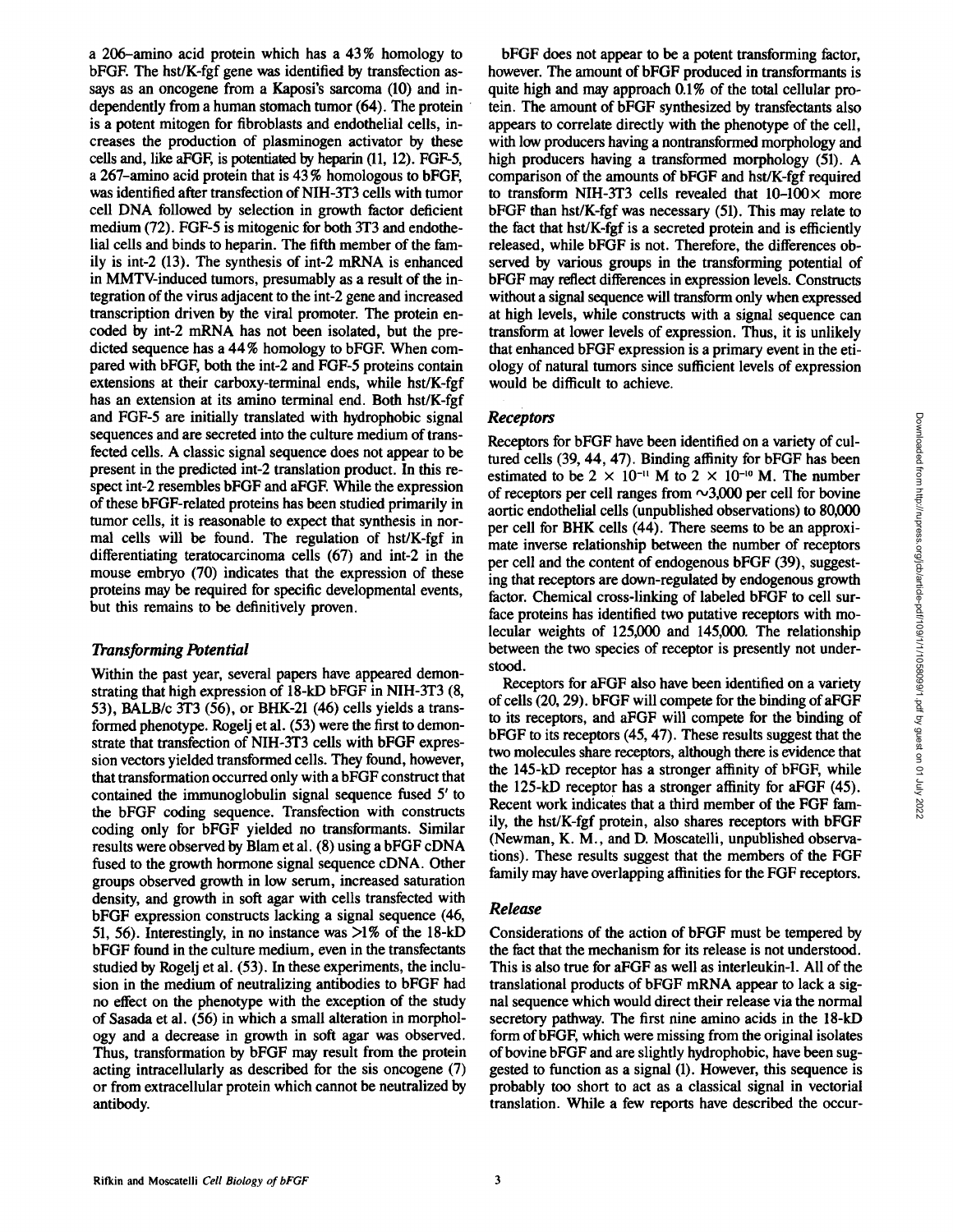a 206–amino acid protein which has a 43% homology to bFGF. The hst/K-fgf gene was identified by transfection assays as an oncogene from a Kaposi's sarcoma (10) and independently from a human stomach tumor (64). The protein is a potent mitogen for fibroblasts and endothelial cells, increases the production of plasminogen activator by these cells and, like aFGF, is potentiated by heparin (11, 12). FGF-5, a 267–amino acid protein that is 43% homologous to bFGF, was identified after transfection of NIH-3T3 cells with tumor cell DNA followed by selection in growth factor deficient medium (72). FGF-5 is mitogenic for both 3T3 and endothelial cells and binds to heparin. The fifth member of the family is int-2 (13). The synthesis of int-2 mRNA is enhanced in MMTV-induced tumors, presumably as a result of the integration of the virus adjacent to the int-2 gene and increased transcription driven by the viral promoter. The protein encoded by int-2 mRNA has not been isolated, but the predicted sequence has a 44% homology to bFGF. When compared with bFGF, both the int-2 and FGF-5 proteins contain extensions at their carboxy-terminal ends, while hst/K-fgf has an extension at its amino terminal end. Both hst/K-fgf and FGF-5 are initially translated with hydrophobic signal sequences and are secreted into the culture medium of transfected cells. A classic signal sequence does not appear to be present in the predicted int-2 translation product. In this respect int-2 resembles bFGF and aFGF. While the expression of these bFGF-related proteins has been studied primarily in tumor cells, it is reasonable to expect that synthesis in normal cells will be found. The regulation of hst/K-fgf in differentiating teratocarcinoma cells (67) and int-2 in the mouse embryo (70) indicates that the expression of these proteins may be required for specific developmental events, but this remains to be definitively proven.

## *Transforming Potential*

Within the past year, several papers have appeared demonstrating that high expression of 18-kD bFGF in NIH-3T3 (8, 53), BALB/c 3T3 (56), or BHK-21 (46) cells yields a transformed phenotype. Rogelj et al. (53) were the first to demonstrate that transfection of NIH-3T3 cells with bFGF expression vectors yielded transformed cells. They found, however, that transformation occurred only with a bFGF construct that contained the immunoglobulin signal sequence fused 5' to the bFGF coding sequence. Transfection with constructs coding only for bFGF yielded no transformants. Similar results were observed by Blam et al. (8) using a bFGF cDNA fused to the growth hormone signal sequence cDNA. Other groups observed growth in low serum, increased saturation density, and growth in soft agar with cells transfected with bFGF expression constructs lacking a signal sequence (46, 51, 56). Interestingly, in no instance was >1% of the 18-kD bFGF found in the culture medium, even in the transfectants studied by Rogelj et al. (53). In these experiments, the inclusion in the medium of neutralizing antibodies to bFGF had no effect on the phenotype with the exception of the study of Sasada et al. (56) in which a small alteration in morphology and a decrease in growth in soft agar was observed. Thus, transformation by bFGF may result from the protein acting intracellularly as described for the sis oncogene (7) or from extracellular protein which cannot be neutralized by antibody.

bFGF does not appear to be a potent transforming factor, however. The amount of bFGF produced in transformants is quite high and may approach 0.1% of the total cellular protein. The amount of bFGF synthesized by transfectants also appears to correlate directly with the phenotype of the cell, with low producers having a nontransformed morphology and high producers having a transformed morphology (51). A comparison of the amounts of bFGF and hst/K-fgf required to transform NIH-3T3 cells revealed that 10–100× more bFGF than hst/K-fgf was necessary (51). This may relate to the fact that hst/K-fgf is a secreted protein and is efficiently released, while bFGF is not. Therefore, the differences observed by various groups in the transforming potential of bFGF may reflect differences in expression levels. Constructs without a signal sequence will transform only when expressed at high levels, while constructs with a signal sequence can transform at lower levels of expression. Thus, it is unlikely that enhanced bFGF expression is a primary event in the etiology of natural tumors since sufficient levels of expression would be difficult to achieve.

## *Receptors*

Receptors for bFGF have been identified on a variety of cultured cells (39, 44, 47). Binding affinity for bFGF has been estimated to be $2 \times 10^{-11}$ M to $2 \times 10^{-10}$ M. The number of receptors per cell ranges from ~3,000 per cell for bovine aortic endothelial cells (unpublished observations) to 80,000 per cell for BHK cells (44). There seems to be an approximate inverse relationship between the number of receptors per cell and the content of endogenous bFGF (39), suggesting that receptors are down-regulated by endogenous growth factor. Chemical cross-linking of labeled bFGF to cell surface proteins has identified two putative receptors with molecular weights of 125,000 and 145,000. The relationship between the two species of receptor is presently not understood.

Receptors for aFGF also have been identified on a variety of cells (20, 29). bFGF will compete for the binding of aFGF to its receptors, and aFGF will compete for the binding of bFGF to its receptors (45, 47). These results suggest that the two molecules share receptors, although there is evidence that the 145-kD receptor has a stronger affinity of bFGF, while the 125-kD receptor has a stronger affinity for aFGF (45). Recent work indicates that a third member of the FGF family, the hst/K-fgf protein, also shares receptors with bFGF (Newman, K. M., and D. Moscatelli, unpublished observations). These results suggest that the members of the FGF family may have overlapping affinities for the FGF receptors.

## *Release*

Considerations of the action of bFGF must be tempered by the fact that the mechanism for its release is not understood. This is also true for aFGF as well as interleukin-1. All of the translational products of bFGF mRNA appear to lack a signal sequence which would direct their release via the normal secretory pathway. The first nine amino acids in the 18-kD form of bFGF, which were missing from the original isolates of bovine bFGF and are slightly hydrophobic, have been suggested to function as a signal (1). However, this sequence is probably too short to act as a classical signal in vectorial translation. While a few reports have described the occur-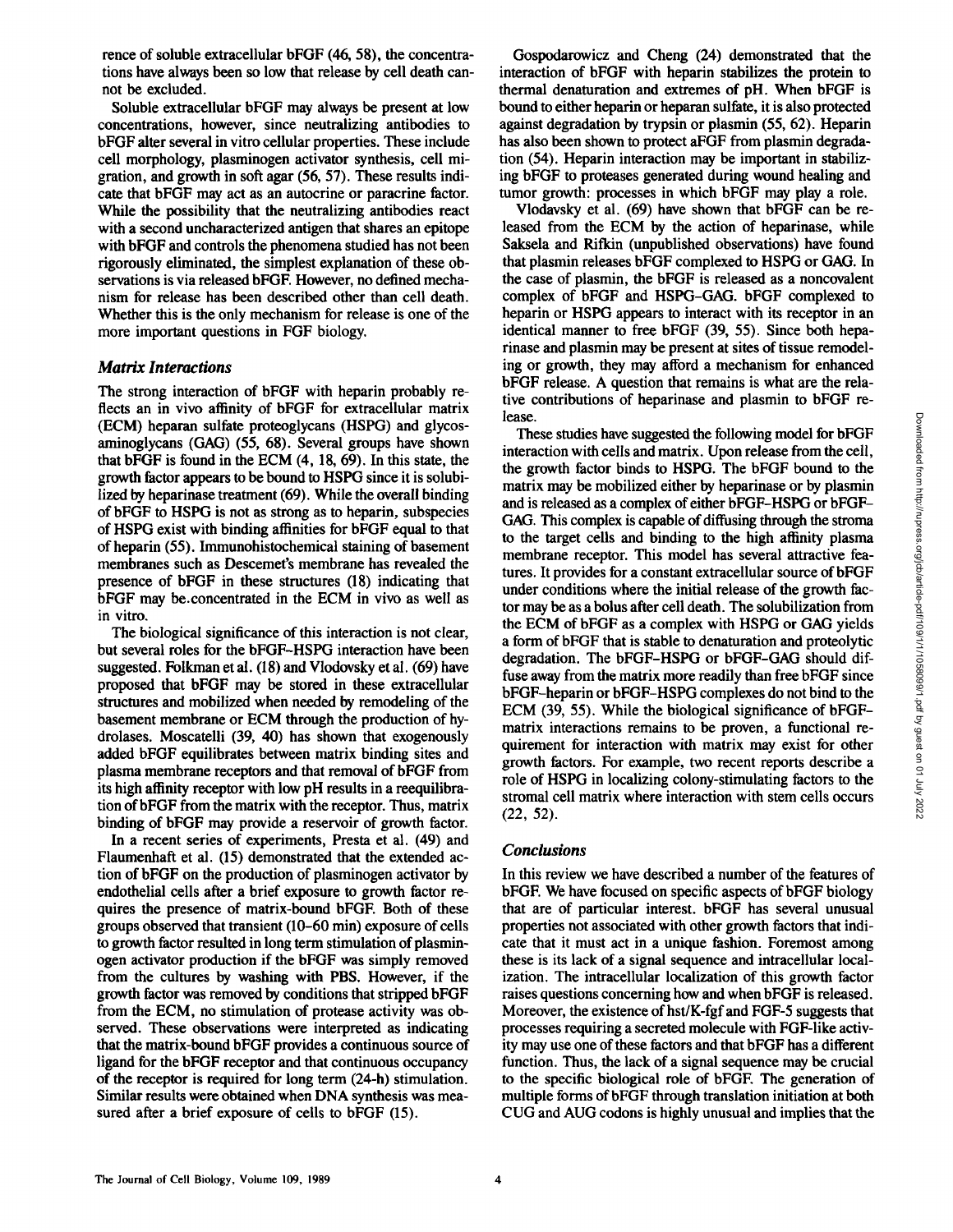rence of soluble extracellular bFGF (46, 58), the concentrations have always been so low that release by cell death cannot be excluded.

Soluble extracellular bFGF may always be present at low concentrations, however, since neutralizing antibodies to bFGF alter several in vitro cellular properties. These include cell morphology, plasminogen activator synthesis, cell migration, and growth in soft agar (56, 57). These results indicate that bFGF may act as an autocrine or paracrine factor. While the possibility that the neutralizing antibodies react with a second uncharacterized antigen that shares an epitope with bFGF and controls the phenomena studied has not been rigorously eliminated, the simplest explanation of these observations is via released bFGF. However, no defined mechanism for release has been described other than cell death. Whether this is the only mechanism for release is one of the more important questions in FGF biology.

### *Matrix Interactions*

The strong interaction of bFGF with heparin probably reflects an in vivo affinity of bFGF for extracellular matrix (ECM) heparan sulfate proteoglycans (HSPG) and glycosaminoglycans (GAG) (55, 68). Several groups have shown that bFGF is found in the ECM (4, 18, 69). In this state, the growth factor appears to be bound to HSPG since it is solubilized by heparinase treatment (69). While the overall binding of bFGF to HSPG is not as strong as to heparin, subspecies of HSPG exist with binding affinities for bFGF equal to that of heparin (55). Immunohistochemical staining of basement membranes such as Descemet's membrane has revealed the presence of bFGF in these structures (18) indicating that bFGF may be concentrated in the ECM in vivo as well as in vitro.

The biological significance of this interaction is not clear, but several roles for the bFGF–HSPG interaction have been suggested. Folkman et al. (18) and Vlodavsky et al. (69) have proposed that bFGF may be stored in these extracellular structures and mobilized when needed by remodeling of the basement membrane or ECM through the production of hydrolases. Moscatelli (39, 40) has shown that exogenously added bFGF equilibrates between matrix binding sites and plasma membrane receptors and that removal of bFGF from its high affinity receptor with low pH results in a reequilibration of bFGF from the matrix with the receptor. Thus, matrix binding of bFGF may provide a reservoir of growth factor.

In a recent series of experiments, Presta et al. (49) and Flaumenhaft et al. (15) demonstrated that the extended action of bFGF on the production of plasminogen activator by endothelial cells after a brief exposure to growth factor requires the presence of matrix-bound bFGF. Both of these groups observed that transient (10–60 min) exposure of cells to growth factor resulted in long term stimulation of plasminogen activator production if the bFGF was simply removed from the cultures by washing with PBS. However, if the growth factor was removed by conditions that stripped bFGF from the ECM, no stimulation of protease activity was observed. These observations were interpreted as indicating that the matrix-bound bFGF provides a continuous source of ligand for the bFGF receptor and that continuous occupancy of the receptor is required for long term (24-h) stimulation. Similar results were obtained when DNA synthesis was measured after a brief exposure of cells to bFGF (15).

Gospodarowicz and Cheng (24) demonstrated that the interaction of bFGF with heparin stabilizes the protein to thermal denaturation and extremes of pH. When bFGF is bound to either heparin or heparan sulfate, it is also protected against degradation by trypsin or plasmin (55, 62). Heparin has also been shown to protect aFGF from plasmin degradation (54). Heparin interaction may be important in stabilizing bFGF to proteases generated during wound healing and tumor growth: processes in which bFGF may play a role.

Vlodavsky et al. (69) have shown that bFGF can be released from the ECM by the action of heparinase, while Saksela and Rifkin (unpublished observations) have found that plasmin releases bFGF complexed to HSPG or GAG. In the case of plasmin, the bFGF is released as a noncovalent complex of bFGF and HSPG–GAG. bFGF complexed to heparin or HSPG appears to interact with its receptor in an identical manner to free bFGF (39, 55). Since both heparinase and plasmin may be present at sites of tissue remodeling or growth, they may afford a mechanism for enhanced bFGF release. A question that remains is what are the relative contributions of heparinase and plasmin to bFGF release.

These studies have suggested the following model for bFGF interaction with cells and matrix. Upon release from the cell, the growth factor binds to HSPG. The bFGF bound to the matrix may be mobilized either by heparinase or by plasmin and is released as a complex of either bFGF–HSPG or bFGF–GAG. This complex is capable of diffusing through the stroma to the target cells and binding to the high affinity plasma membrane receptor. This model has several attractive features. It provides for a constant extracellular source of bFGF under conditions where the initial release of the growth factor may be as a bolus after cell death. The solubilization from the ECM of bFGF as a complex with HSPG or GAG yields a form of bFGF that is stable to denaturation and proteolytic degradation. The bFGF–HSPG or bFGF–GAG should diffuse away from the matrix more readily than free bFGF since bFGF–heparin or bFGF–HSPG complexes do not bind to the ECM (39, 55). While the biological significance of bFGF–matrix interactions remains to be proven, a functional requirement for interaction with matrix may exist for other growth factors. For example, two recent reports describe a role of HSPG in localizing colony-stimulating factors to the stromal cell matrix where interaction with stem cells occurs (22, 52).

### *Conclusions*

In this review we have described a number of the features of bFGF. We have focused on specific aspects of bFGF biology that are of particular interest. bFGF has several unusual properties not associated with other growth factors that indicate that it must act in a unique fashion. Foremost among these is its lack of a signal sequence and intracellular localization. The intracellular localization of this growth factor raises questions concerning how and when bFGF is released. Moreover, the existence of hst/K-fgf and FGF-5 suggests that processes requiring a secreted molecule with FGF-like activity may use one of these factors and that bFGF has a different function. Thus, the lack of a signal sequence may be crucial to the specific biological role of bFGF. The generation of multiple forms of bFGF through translation initiation at both CUG and AUG codons is highly unusual and implies that the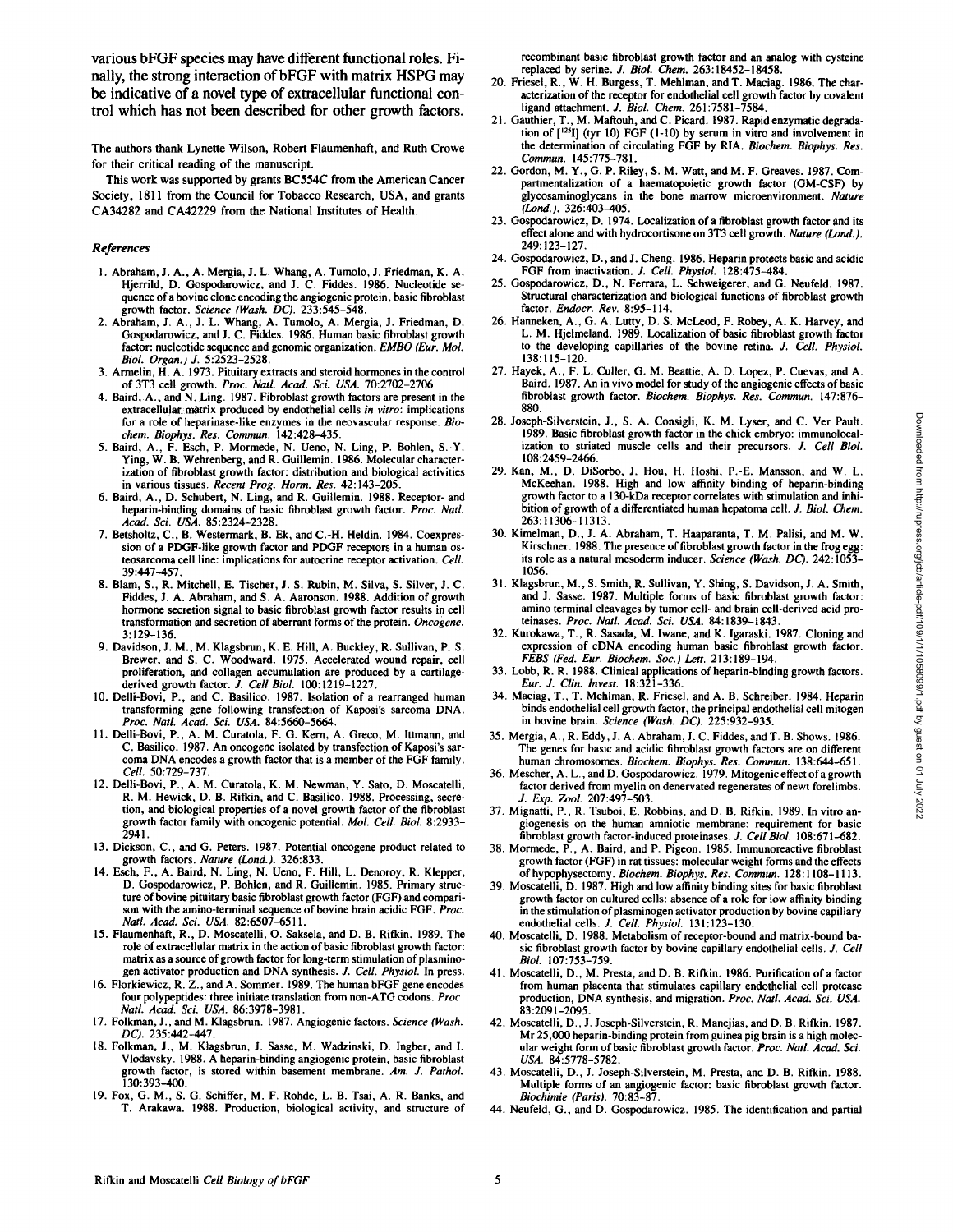various bFGF species may have different functional roles. Finally, the strong interaction of bFGF with matrix HSPG may be indicative of a novel type of extracellular functional control which has not been described for other growth factors.

The authors thank Lynette Wilson, Robert Flaumenhaft, and Ruth Crowe for their critical reading of the manuscript.

This work was supported by grants BC554C from the American Cancer Society, 1811 from the Council for Tobacco Research, USA, and grants CA34282 and CA42229 from the National Institutes of Health.

### References

1. Abraham, J. A., A. Mergia, J. L. Whang, A. Tumolo, J. Friedman, K. A. Hjerrild, D. Gospodarowicz, and J. C. Fiddes. 1986. Nucleotide sequence of a bovine clone encoding the angiogenic protein, basic fibroblast growth factor. *Science (Wash. DC)*. 233:545–548.
2. Abraham, J. A., J. L. Whang, A. Tumolo, A. Mergia, J. Friedman, D. Gospodarowicz, and J. C. Fiddes. 1986. Human basic fibroblast growth factor: nucleotide sequence and genomic organization. *EMBO (Eur. Mol. Biol. Organ.) J.* 5:2523–2528.
3. Armelin, H. A. 1973. Pituitary extracts and steroid hormones in the control of 3T3 cell growth. *Proc. Natl. Acad. Sci. USA*. 70:2702–2706.
4. Baird, A., and N. Ling. 1987. Fibroblast growth factors are present in the extracellular matrix produced by endothelial cells *in vitro*: implications for a role of heparinase-like enzymes in the neovascular response. *Biochem. Biophys. Res. Commun.* 142:428–435.
5. Baird, A., F. Esch, P. Mormede, N. Ueno, N. Ling, P. Bohlen, S.-Y. Ying, W. B. Wehrenberg, and R. Guillemin. 1986. Molecular characterization of fibroblast growth factor: distribution and biological activities in various tissues. *Recent Prog. Horm. Res.* 42:143–205.
6. Baird, A., D. Schubert, N. Ling, and R. Guillemin. 1988. Receptor- and heparin-binding domains of basic fibroblast growth factor. *Proc. Natl. Acad. Sci. USA*. 85:2324–2328.
7. Betsholtz, C., B. Westermark, B. Ek, and C.-H. Heldin. 1984. Coexpression of a PDGF-like growth factor and PDGF receptors in a human osteosarcoma cell line: implications for autocrine receptor activation. *Cell*. 39:447–457.
8. Blam, S., R. Mitchell, E. Tischer, J. S. Rubin, M. Silva, S. Silver, J. C. Fiddes, J. A. Abraham, and S. A. Aaronson. 1988. Addition of growth hormone secretion signal to basic fibroblast growth factor results in cell transformation and secretion of aberrant forms of the protein. *Oncogene*. 3:129–136.
9. Davidson, J. M., M. Klagsbrun, K. E. Hill, A. Buckley, R. Sullivan, P. S. Brewer, and S. C. Woodward. 1975. Accelerated wound repair, cell proliferation, and collagen accumulation are produced by a cartilage-derived growth factor. *J. Cell Biol.* 100:1219–1227.
10. Delli-Bovi, P., and C. Basilico. 1987. Isolation of a rearranged human transforming gene following transfection of Kaposi's sarcoma DNA. *Proc. Natl. Acad. Sci. USA*. 84:5660–5664.
11. Delli-Bovi, P., A. M. Curatola, F. G. Kern, A. Greco, M. Ittmann, and C. Basilico. 1987. An oncogene isolated by transfection of Kaposi's sarcoma DNA encodes a growth factor that is a member of the FGF family. *Cell*. 50:729–737.
12. Delli-Bovi, P., A. M. Curatola, K. M. Newman, Y. Sato, D. Moscatelli, R. M. Hewick, D. B. Rifkin, and C. Basilico. 1988. Processing, secretion, and biological properties of a novel growth factor of the fibroblast growth factor family with oncogenic potential. *Mol. Cell. Biol.* 8:2933–2941.
13. Dickson, C., and G. Peters. 1987. Potential oncogene product related to growth factors. *Nature (Lond.)*. 326:833.
14. Esch, F., A. Baird, N. Ling, N. Ueno, F. Hill, L. Denoroy, R. Klepper, D. Gospodarowicz, P. Bohlen, and R. Guillemin. 1985. Primary structure of bovine pituitary basic fibroblast growth factor (FGF) and comparison with the amino-terminal sequence of bovine brain acidic FGF. *Proc. Natl. Acad. Sci. USA*. 82:6507–6511.
15. Flaumenhaft, R., D. Moscatelli, O. Saksela, and D. B. Rifkin. 1989. The role of extracellular matrix in the action of basic fibroblast growth factor: matrix as a source of growth factor for long-term stimulation of plasminogen activator production and DNA synthesis. *J. Cell. Physiol.* In press.
16. Florkiewicz, R. Z., and A. Sommer. 1989. The human bFGF gene encodes four polypeptides: three initiate translation from non-ATG codons. *Proc. Natl. Acad. Sci. USA*. 86:3978–3981.
17. Folkman, J., and M. Klagsbrun. 1987. Angiogenic factors. *Science (Wash. DC)*. 235:442–447.
18. Folkman, J., M. Klagsbrun, J. Sasse, M. Wadzinski, D. Ingber, and I. Vlodavsky. 1988. A heparin-binding angiogenic protein, basic fibroblast growth factor, is stored within basement membrane. *Am. J. Pathol.* 130:393–400.
19. Fox, G. M., S. G. Schiffer, M. F. Rohde, L. B. Tsai, A. R. Banks, and T. Arakawa. 1988. Production, biological activity, and structure of recombinant basic fibroblast growth factor and an analog with cysteine replaced by serine. *J. Biol. Chem.* 263:18452–18458.
20. Friesel, R., W. H. Burgess, T. Mehlman, and T. Maciag. 1986. The characterization of the receptor for endothelial cell growth factor by covalent ligand attachment. *J. Biol. Chem.* 261:7581–7584.
21. Gauthier, T., M. Maftouh, and C. Picard. 1987. Rapid enzymatic degradation of [$^{125}$I] (tyr 10) FGF (1-10) by serum in vitro and involvement in the determination of circulating FGF by RIA. *Biochem. Biophys. Res. Commun.* 145:775–781.
22. Gordon, M. Y., G. P. Riley, S. M. Watt, and M. F. Greaves. 1987. Compartmentalization of a haematopoietic growth factor (GM-CSF) by glycosaminoglycans in the bone marrow microenvironment. *Nature (Lond.)*. 326:403–405.
23. Gospodarowicz, D. 1974. Localization of a fibroblast growth factor and its effect alone and with hydrocortisone on 3T3 cell growth. *Nature (Lond.)*. 249:123–127.
24. Gospodarowicz, D., and J. Cheng. 1986. Heparin protects basic and acidic FGF from inactivation. *J. Cell. Physiol.* 128:475–484.
25. Gospodarowicz, D., N. Ferrara, L. Schweigerer, and G. Neufeld. 1987. Structural characterization and biological functions of fibroblast growth factor. *Endocr. Rev.* 8:95–114.
26. Hanneken, A., G. A. Lutty, D. S. McLeod, F. Robey, A. K. Harvey, and L. M. Hjelmeland. 1989. Localization of basic fibroblast growth factor to the developing capillaries of the bovine retina. *J. Cell. Physiol.* 138:115–120.
27. Hayek, A., F. L. Culler, G. M. Beattie, A. D. Lopez, P. Cuevas, and A. Baird. 1987. An in vivo model for study of the angiogenic effects of basic fibroblast growth factor. *Biochem. Biophys. Res. Commun.* 147:876–880.
28. Joseph-Silverstein, J., S. A. Consigli, K. M. Lyser, and C. Ver Pault. 1989. Basic fibroblast growth factor in the chick embryo: immunolocalization to striated muscle cells and their precursors. *J. Cell Biol.* 108:2459–2466.
29. Kan, M., D. DiSorbo, J. Hou, H. Hoshi, P.-E. Mansson, and W. L. McKeehan. 1988. High and low affinity binding of heparin-binding growth factor to a 130-kDa receptor correlates with stimulation and inhibition of growth of a differentiated human hepatoma cell. *J. Biol. Chem.* 263:11306–11313.
30. Kimelman, D., J. A. Abraham, T. Haaparanta, T. M. Palisi, and M. W. Kirschner. 1988. The presence of fibroblast growth factor in the frog egg: its role as a natural mesoderm inducer. *Science (Wash. DC)*. 242:1053–1056.
31. Klagsbrun, M., S. Smith, R. Sullivan, Y. Shing, S. Davidson, J. A. Smith, and J. Sasse. 1987. Multiple forms of basic fibroblast growth factor: amino terminal cleavages by tumor cell- and brain cell-derived acid proteinases. *Proc. Natl. Acad. Sci. USA*. 84:1839–1843.
32. Kurokawa, T., R. Sasada, M. Iwane, and K. Igarashi. 1987. Cloning and expression of cDNA encoding human basic fibroblast growth factor. *FEBS (Fed. Eur. Biochem. Soc.) Lett.* 213:189–194.
33. Lobb, R. R. 1988. Clinical applications of heparin-binding growth factors. *Eur. J. Clin. Invest.* 18:321–336.
34. Maciag, T., T. Mehlman, R. Friesel, and A. B. Schreiber. 1984. Heparin binds endothelial cell growth factor, the principal endothelial cell mitogen in bovine brain. *Science (Wash. DC)*. 225:932–935.
35. Mergia, A., R. Eddy, J. A. Abraham, J. C. Fiddes, and T. B. Shows. 1986. The genes for basic and acidic fibroblast growth factors are on different human chromosomes. *Biochem. Biophys. Res. Commun.* 138:644–651.
36. Mescher, A. L., and D. Gospodarowicz. 1979. Mitogenic effect of a growth factor derived from myelin on denervated regenerates of newt forelimbs. *J. Exp. Zool.* 207:497–503.
37. Mignatti, P., R. Tsuboi, E. Robbins, and D. B. Rifkin. 1989. In vitro angiogenesis on the human amniotic membrane: requirement for basic fibroblast growth factor-induced proteinases. *J. Cell Biol.* 108:671–682.
38. Mormede, P., A. Baird, and P. Pigeon. 1985. Immunoreactive fibroblast growth factor (FGF) in rat tissues: molecular weight forms and the effects of hypophysectomy. *Biochem. Biophys. Res. Commun.* 128:1108–1113.
39. Moscatelli, D. 1987. High and low affinity binding sites for basic fibroblast growth factor on cultured cells: absence of a role for low affinity binding in the stimulation of plasminogen activator production by bovine capillary endothelial cells. *J. Cell. Physiol.* 131:123–130.
40. Moscatelli, D. 1988. Metabolism of receptor-bound and matrix-bound basic fibroblast growth factor by bovine capillary endothelial cells. *J. Cell Biol.* 107:753–759.
41. Moscatelli, D., M. Presta, and D. B. Rifkin. 1986. Purification of a factor from human placenta that stimulates capillary endothelial cell protease production, DNA synthesis, and migration. *Proc. Natl. Acad. Sci. USA*. 83:2091–2095.
42. Moscatelli, D., J. Joseph-Silverstein, R. Manejias, and D. B. Rifkin. 1987. Mr 25,000 heparin-binding protein from guinea pig brain is a high molecular weight form of basic fibroblast growth factor. *Proc. Natl. Acad. Sci. USA*. 84:5778–5782.
43. Moscatelli, D., J. Joseph-Silverstein, M. Presta, and D. B. Rifkin. 1988. Multiple forms of an angiogenic factor: basic fibroblast growth factor. *Biochimie (Paris)*. 70:83–87.
44. Neufeld, G., and D. Gospodarowicz. 1985. The identification and partial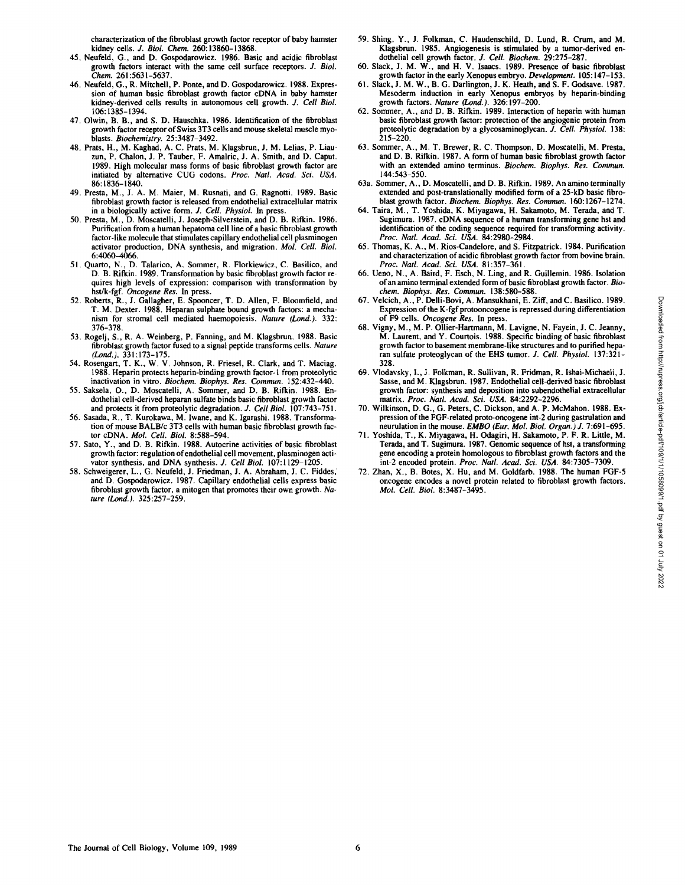characterization of the fibroblast growth factor receptor of baby hamster kidney cells. *J. Biol. Chem.* 260:13860–13868.

45. Neufeld, G., and D. Gospodarowicz. 1986. Basic and acidic fibroblast growth factors interact with the same cell surface receptors. *J. Biol. Chem.* 261:5631–5637.
46. Neufeld, G., R. Mitchell, P. Ponte, and D. Gospodarowicz. 1988. Expression of human basic fibroblast growth factor cDNA in baby hamster kidney-derived cells results in autonomous cell growth. *J. Cell Biol.* 106:1385–1394.
47. Olwin, B. B., and S. D. Hauschka. 1986. Identification of the fibroblast growth factor receptor of Swiss 3T3 cells and mouse skeletal muscle myoblasts. *Biochemistry.* 25:3487–3492.
48. Prats, H., M. Kaghad, A. C. Prats, M. Klagsbrun, J. M. Lelias, P. Liauzun, P. Chalon, J. P. Tauber, F. Amalric, J. A. Smith, and D. Caput. 1989. High molecular mass forms of basic fibroblast growth factor are initiated by alternative CUG codons. *Proc. Natl. Acad. Sci. USA.* 86:1836–1840.
49. Presta, M., J. A. M. Maier, M. Rusnati, and G. Ragnotti. 1989. Basic fibroblast growth factor is released from endothelial extracellular matrix in a biologically active form. *J. Cell. Physiol.* In press.
50. Presta, M., D. Moscatelli, J. Joseph-Silverstein, and D. B. Rifkin. 1986. Purification from a human hepatoma cell line of a basic fibroblast growth factor-like molecule that stimulates capillary endothelial cell plasminogen activator production, DNA synthesis, and migration. *Mol. Cell. Biol.* 6:4060–4066.
51. Quarto, N., D. Talarico, A. Sommer, R. Florkiewicz, C. Basilico, and D. B. Rifkin. 1989. Transformation by basic fibroblast growth factor requires high levels of expression: comparison with transformation by hst/k-fgf. *Oncogene Res.* In press.
52. Roberts, R., J. Gallagher, E. Spooncer, T. D. Allen, F. Bloomfield, and T. M. Dexter. 1988. Heparan sulphate bound growth factors: a mechanism for stromal cell mediated haemopoiesis. *Nature (Lond.).* 332:376–378.
53. Rogelj, S., R. A. Weinberg, P. Fanning, and M. Klagsbrun. 1988. Basic fibroblast growth factor fused to a signal peptide transforms cells. *Nature (Lond.).* 331:173–175.
54. Rosengart, T. K., W. V. Johnson, R. Friesel, R. Clark, and T. Maciag. 1988. Heparin protects heparin-binding growth factor-1 from proteolytic inactivation in vitro. *Biochem. Biophys. Res. Commun.* 152:432–440.
55. Saksela, O., D. Moscatelli, A. Sommer, and D. B. Rifkin. 1988. Endothelial cell-derived heparan sulfate binds basic fibroblast growth factor and protects it from proteolytic degradation. *J. Cell Biol.* 107:743–751.
56. Sasada, R., T. Kurokawa, M. Iwane, and K. Igarashi. 1988. Transformation of mouse BALB/c 3T3 cells with human basic fibroblast growth factor cDNA. *Mol. Cell. Biol.* 8:588–594.
57. Sato, Y., and D. B. Rifkin. 1988. Autocrine activities of basic fibroblast growth factor: regulation of endothelial cell movement, plasminogen activator synthesis, and DNA synthesis. *J. Cell Biol.* 107:1129–1205.
58. Schweigerer, L., G. Neufeld, J. Friedman, J. A. Abraham, J. C. Fiddes, and D. Gospodarowicz. 1987. Capillary endothelial cells express basic fibroblast growth factor, a mitogen that promotes their own growth. *Nature (Lond.).* 325:257–259.
59. Shing, Y., J. Folkman, C. Haudenschild, D. Lund, R. Crum, and M. Klagsbrun. 1985. Angiogenesis is stimulated by a tumor-derived endothelial cell growth factor. *J. Cell. Biochem.* 29:275–287.
60. Slack, J. M. W., and H. V. Isaacs. 1989. Presence of basic fibroblast growth factor in the early Xenopus embryo. *Development.* 105:147–153.
61. Slack, J. M. W., B. G. Darlington, J. K. Heath, and S. F. Godsave. 1987. Mesoderm induction in early Xenopus embryos by heparin-binding growth factors. *Nature (Lond.).* 326:197–200.
62. Sommer, A., and D. B. Rifkin. 1989. Interaction of heparin with human basic fibroblast growth factor: protection of the angiogenic protein from proteolytic degradation by a glycosaminoglycan. *J. Cell. Physiol.* 138:215–220.
63. Sommer, A., M. T. Brewer, R. C. Thompson, D. Moscatelli, M. Presta, and D. B. Rifkin. 1987. A form of human basic fibroblast growth factor with an extended amino terminus. *Biochem. Biophys. Res. Commun.* 144:543–550.

63a. Sommer, A., D. Moscatelli, and D. B. Rifkin. 1989. An amino terminally extended and post-translationally modified form of a 25-kD basic fibroblast growth factor. *Biochem. Biophys. Res. Commun.* 160:1267–1274.

64. Taira, M., T. Yoshida, K. Miyagawa, H. Sakamoto, M. Terada, and T. Sugimura. 1987. cDNA sequence of a human transforming gene hst and identification of the coding sequence required for transforming activity. *Proc. Natl. Acad. Sci. USA.* 84:2980–2984.
65. Thomas, K. A., M. Rios-Candelore, and S. Fitzpatrick. 1984. Purification and characterization of acidic fibroblast growth factor from bovine brain. *Proc. Natl. Acad. Sci. USA.* 81:357–361.
66. Ueno, N., A. Baird, F. Esch, N. Ling, and R. Guillemin. 1986. Isolation of an amino terminal extended form of basic fibroblast growth factor. *Biochem. Biophys. Res. Commun.* 138:580–588.
67. Velcich, A., P. Delli-Bovi, A. Mansukhani, E. Ziff, and C. Basilico. 1989. Expression of the K-fgf protooncogene is repressed during differentiation of F9 cells. *Oncogene Res.* In press.
68. Vigny, M., M. P. Ollier-Hartmann, M. Lavigne, N. Fayein, J. C. Jeanny, M. Laurent, and Y. Courtois. 1988. Specific binding of basic fibroblast growth factor to basement membrane-like structures and to purified heparan sulfate proteoglycan of the EHS tumor. *J. Cell. Physiol.* 137:321–328.
69. Vlodavsky, I., J. Folkman, R. Sullivan, R. Fridman, R. Ishai-Michaeli, J. Sasse, and M. Klagsbrun. 1987. Endothelial cell-derived basic fibroblast growth factor: synthesis and deposition into subendothelial extracellular matrix. *Proc. Natl. Acad. Sci. USA.* 84:2292–2296.
70. Wilkinson, D. G., G. Peters, C. Dickson, and A. P. McMahon. 1988. Expression of the FGF-related proto-oncogene int-2 during gastrulation and neurulation in the mouse. *EMBO (Eur. Mol. Biol. Organ.) J.* 7:691–695.
71. Yoshida, T., K. Miyagawa, H. Odagiri, H. Sakamoto, P. F. R. Little, M. Terada, and T. Sugimura. 1987. Genomic sequence of hst, a transforming gene encoding a protein homologous to fibroblast growth factors and the int-2 encoded protein. *Proc. Natl. Acad. Sci. USA.* 84:7305–7309.
72. Zhan, X., B. Botes, X. Hu, and M. Goldfarb. 1988. The human FGF-5 oncogene encodes a novel protein related to fibroblast growth factors. *Mol. Cell. Biol.* 8:3487–3495.